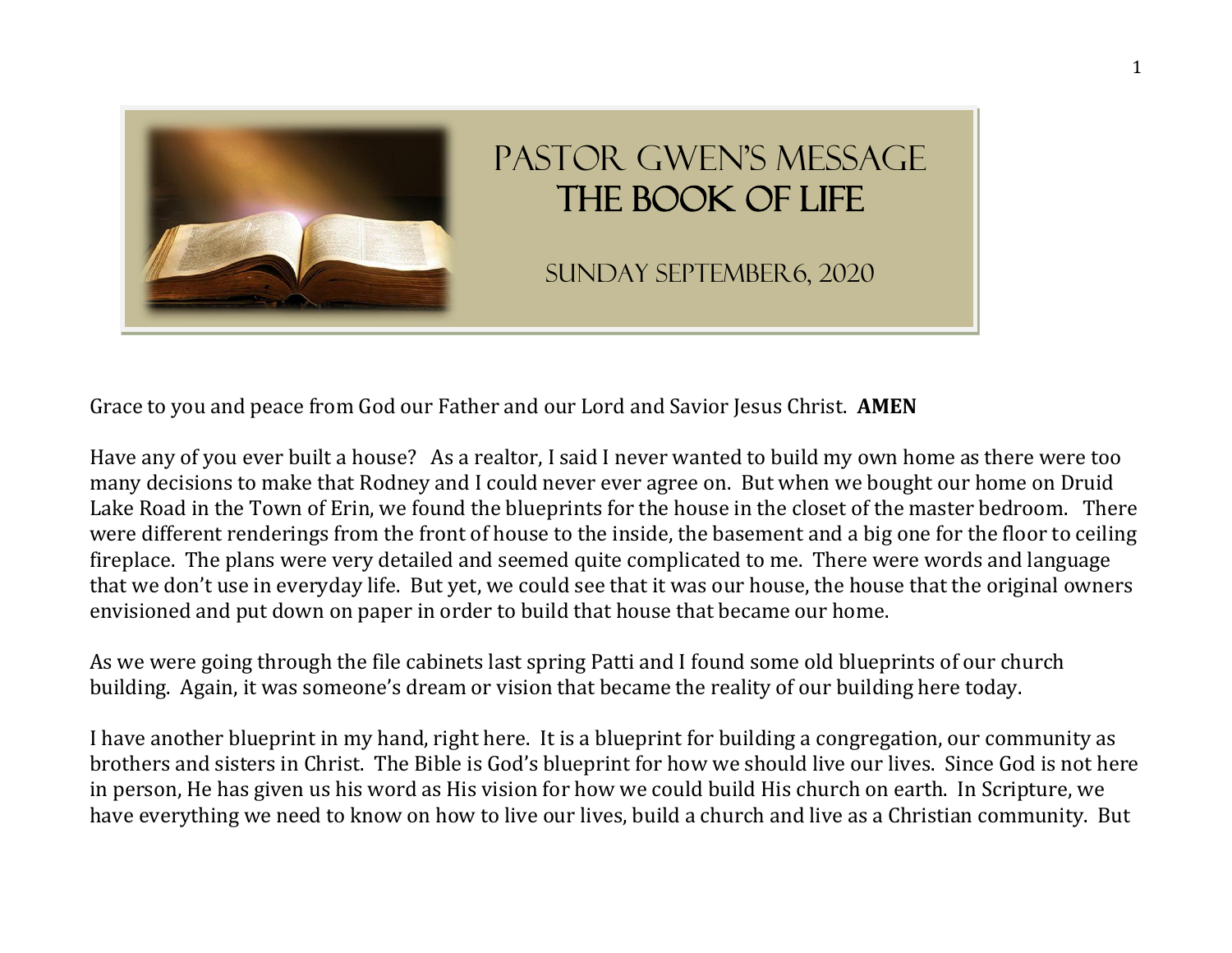# Pastor Gwen's Message

## The Book of Life

### Sunday September6, 2020

Grace to you and peace from God our Father and our Lord and Savior Jesus Christ. **AMEN**

Have any of you ever built a house? As a realtor, I said I never wanted to build my own home as there were too many decisions to make that Rodney and I could never ever agree on. But when we bought our home on Druid Lake Road in the Town of Erin, we found the blueprints for the house in the closet of the master bedroom. There were different renderings from the front of house to the inside, the basement and a big one for the floor to ceiling fireplace. The plans were very detailed and seemed quite complicated to me. There were words and language that we don't use in everyday life. But yet, we could see that it was our house, the house that the original owners envisioned and put down on paper in order to build that house that became our home.

As we were going through the file cabinets last spring Patti and I found some old blueprints of our church building. Again, it was someone's dream or vision that became the reality of our building here today.

I have another blueprint in my hand, right here. It is a blueprint for building a congregation, our community as brothers and sisters in Christ. The Bible is God's blueprint for how we should live our lives. Since God is not here in person, He has given us his word as His vision for how we could build His church on earth. In Scripture, we have everything we need to know on how to live our lives, build a church and live as a Christian community. But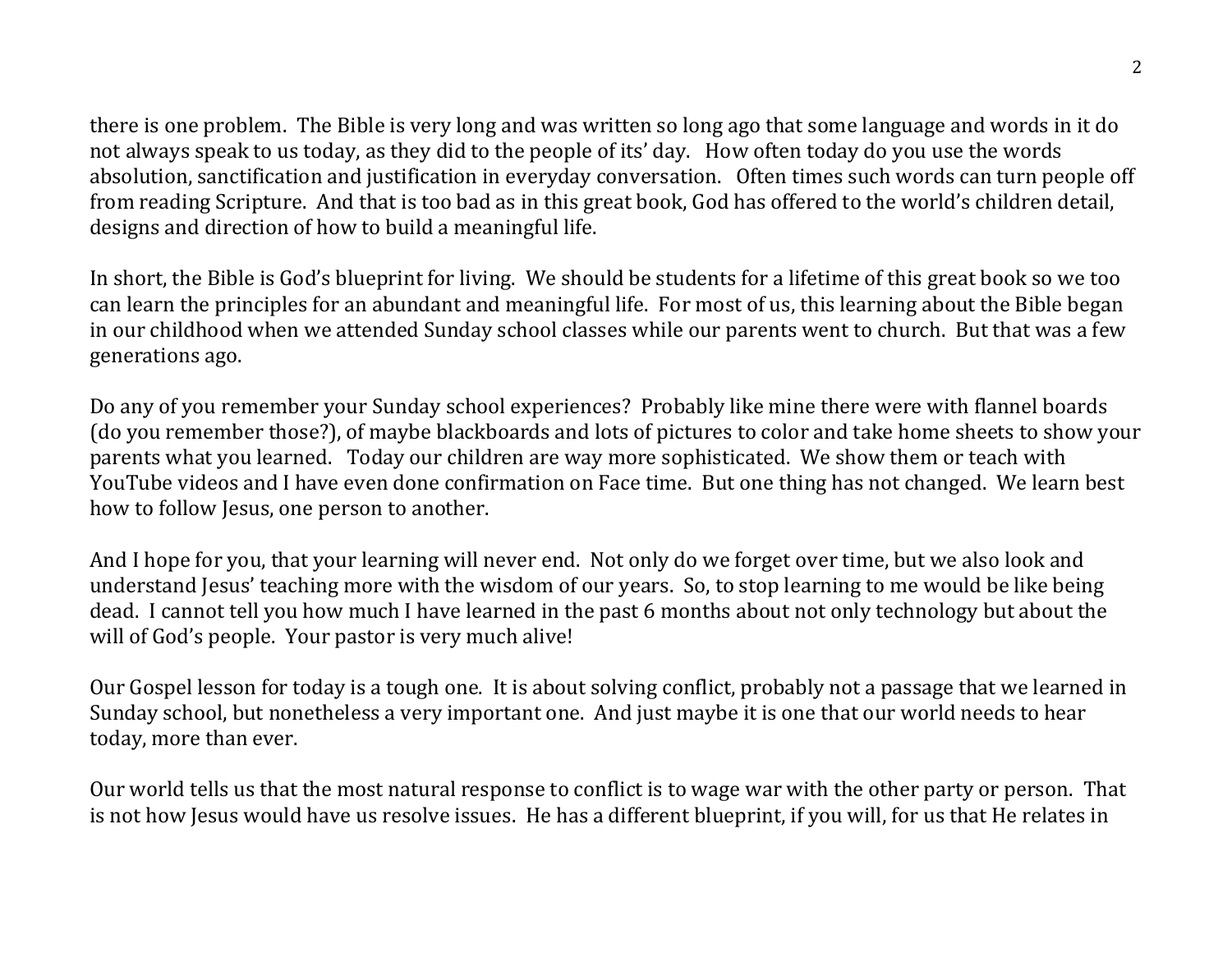there is one problem. The Bible is very long and was written so long ago that some language and words in it do not always speak to us today, as they did to the people of its' day. How often today do you use the words absolution, sanctification and justification in everyday conversation. Often times such words can turn people off from reading Scripture. And that is too bad as in this great book, God has offered to the world's children detail, designs and direction of how to build a meaningful life.

In short, the Bible is God's blueprint for living. We should be students for a lifetime of this great book so we too can learn the principles for an abundant and meaningful life. For most of us, this learning about the Bible began in our childhood when we attended Sunday school classes while our parents went to church. But that was a few generations ago.

Do any of you remember your Sunday school experiences? Probably like mine there were with flannel boards (do you remember those?), of maybe blackboards and lots of pictures to color and take home sheets to show your parents what you learned. Today our children are way more sophisticated. We show them or teach with YouTube videos and I have even done confirmation on Face time. But one thing has not changed. We learn best how to follow Jesus, one person to another.

And I hope for you, that your learning will never end. Not only do we forget over time, but we also look and understand Jesus' teaching more with the wisdom of our years. So, to stop learning to me would be like being dead. I cannot tell you how much I have learned in the past 6 months about not only technology but about the will of God's people. Your pastor is very much alive!

Our Gospel lesson for today is a tough one. It is about solving conflict, probably not a passage that we learned in Sunday school, but nonetheless a very important one. And just maybe it is one that our world needs to hear today, more than ever.

Our world tells us that the most natural response to conflict is to wage war with the other party or person. That is not how Jesus would have us resolve issues. He has a different blueprint, if you will, for us that He relates in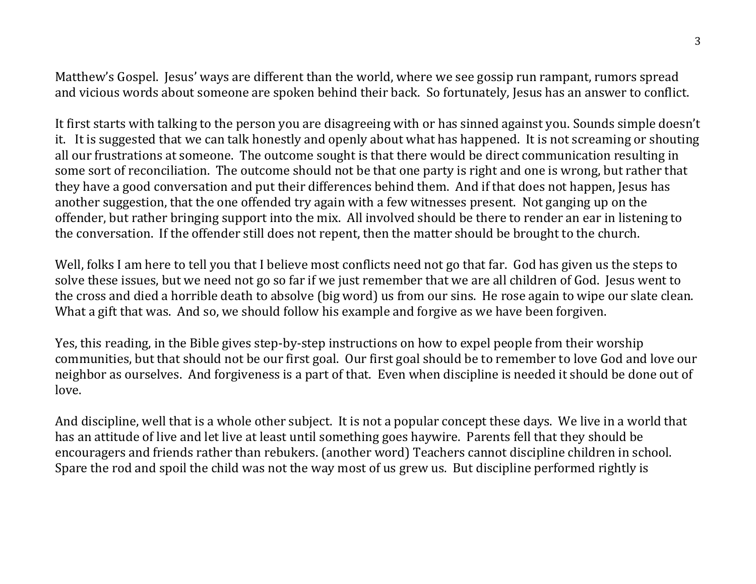Matthew's Gospel. Jesus' ways are different than the world, where we see gossip run rampant, rumors spread and vicious words about someone are spoken behind their back. So fortunately, Jesus has an answer to conflict.

It first starts with talking to the person you are disagreeing with or has sinned against you. Sounds simple doesn't it. It is suggested that we can talk honestly and openly about what has happened. It is not screaming or shouting all our frustrations at someone. The outcome sought is that there would be direct communication resulting in some sort of reconciliation. The outcome should not be that one party is right and one is wrong, but rather that they have a good conversation and put their differences behind them. And if that does not happen, Jesus has another suggestion, that the one offended try again with a few witnesses present. Not ganging up on the offender, but rather bringing support into the mix. All involved should be there to render an ear in listening to the conversation. If the offender still does not repent, then the matter should be brought to the church.

Well, folks I am here to tell you that I believe most conflicts need not go that far. God has given us the steps to solve these issues, but we need not go so far if we just remember that we are all children of God. Jesus went to the cross and died a horrible death to absolve (big word) us from our sins. He rose again to wipe our slate clean. What a gift that was. And so, we should follow his example and forgive as we have been forgiven.

Yes, this reading, in the Bible gives step-by-step instructions on how to expel people from their worship communities, but that should not be our first goal. Our first goal should be to remember to love God and love our neighbor as ourselves. And forgiveness is a part of that. Even when discipline is needed it should be done out of love.

And discipline, well that is a whole other subject. It is not a popular concept these days. We live in a world that has an attitude of live and let live at least until something goes haywire. Parents fell that they should be encouragers and friends rather than rebukers. (another word) Teachers cannot discipline children in school. Spare the rod and spoil the child was not the way most of us grew us. But discipline performed rightly is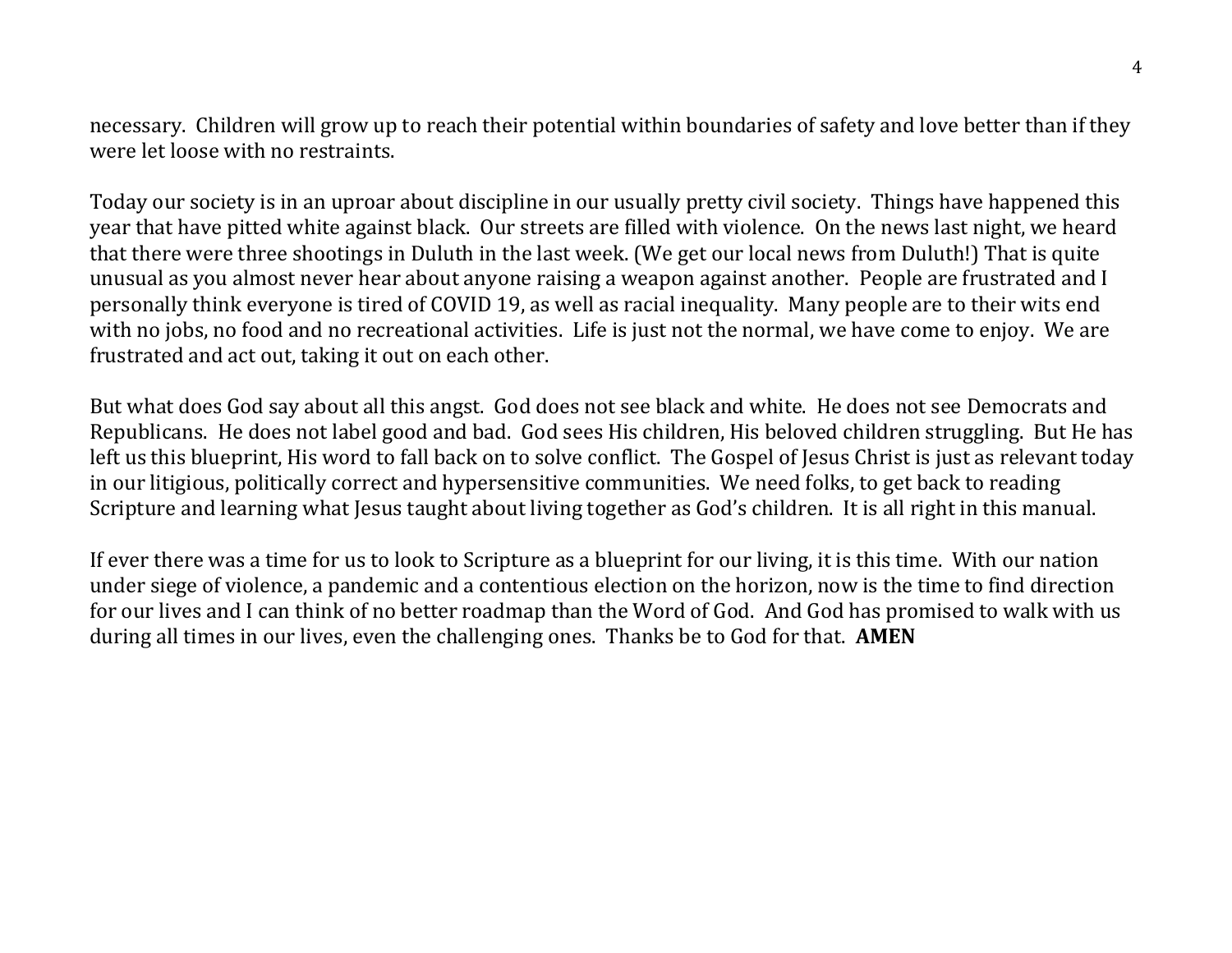necessary. Children will grow up to reach their potential within boundaries of safety and love better than if they were let loose with no restraints.

Today our society is in an uproar about discipline in our usually pretty civil society. Things have happened this year that have pitted white against black. Our streets are filled with violence. On the news last night, we heard that there were three shootings in Duluth in the last week. (We get our local news from Duluth!) That is quite unusual as you almost never hear about anyone raising a weapon against another. People are frustrated and I personally think everyone is tired of COVID 19, as well as racial inequality. Many people are to their wits end with no jobs, no food and no recreational activities. Life is just not the normal, we have come to enjoy. We are frustrated and act out, taking it out on each other.

But what does God say about all this angst. God does not see black and white. He does not see Democrats and Republicans. He does not label good and bad. God sees His children, His beloved children struggling. But He has left us this blueprint, His word to fall back on to solve conflict. The Gospel of Jesus Christ is just as relevant today in our litigious, politically correct and hypersensitive communities. We need folks, to get back to reading Scripture and learning what Jesus taught about living together as God's children. It is all right in this manual.

If ever there was a time for us to look to Scripture as a blueprint for our living, it is this time. With our nation under siege of violence, a pandemic and a contentious election on the horizon, now is the time to find direction for our lives and I can think of no better roadmap than the Word of God. And God has promised to walk with us during all times in our lives, even the challenging ones. Thanks be to God for that. **AMEN**